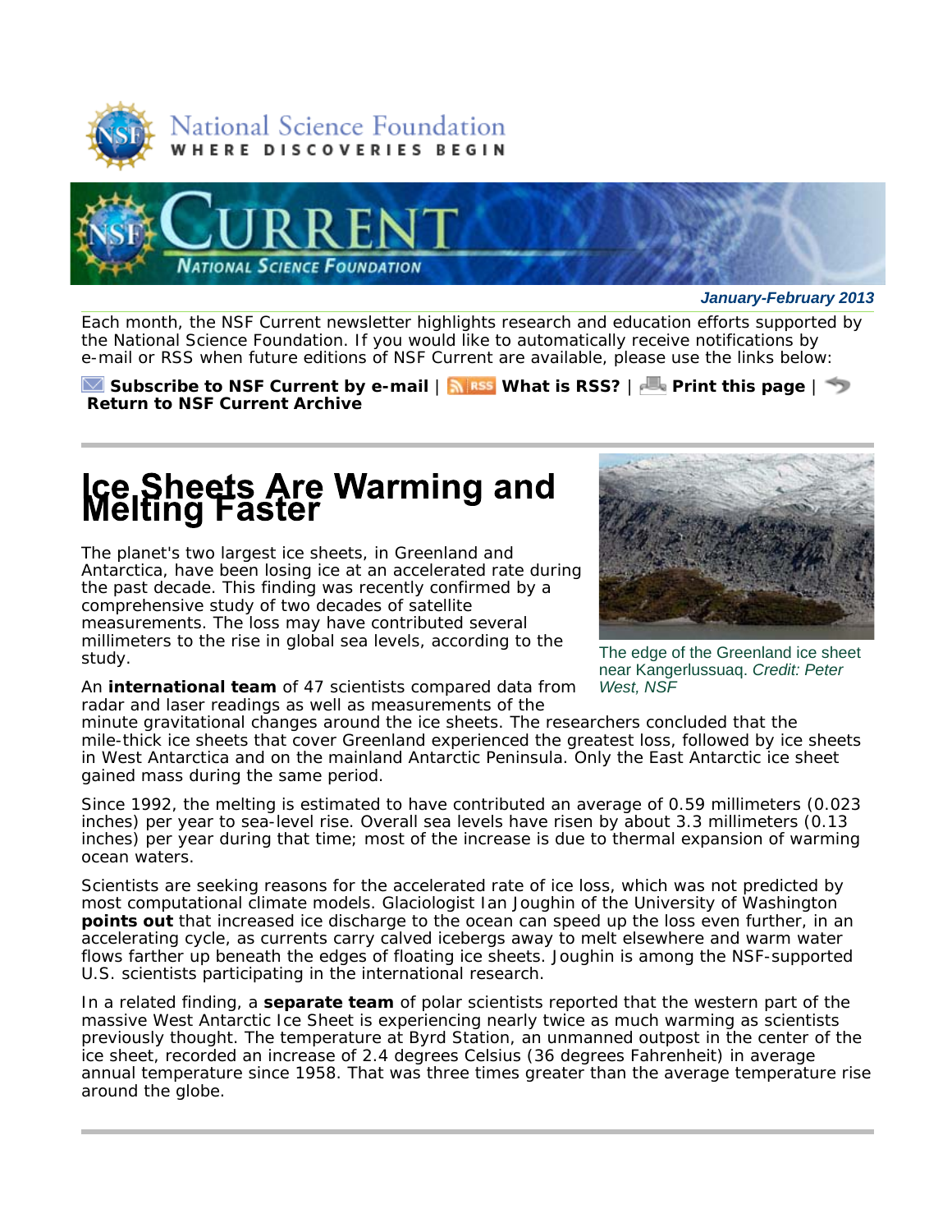National Science Foundation
WHERE DISCOVERIES BEGIN

CURRENT
NATIONAL SCIENCE FOUNDATION

***January-February 2013***

Each month, the NSF Current newsletter highlights research and education efforts supported by the National Science Foundation. If you would like to automatically receive notifications by e-mail or RSS when future editions of NSF Current are available, please use the links below:

**Subscribe to NSF Current by e-mail** | **What is RSS?** | **Print this page** | **Return to NSF Current Archive**

# Ice Sheets Are Warming and Melting Faster

The edge of the Greenland ice sheet near Kangerlussuaq. *Credit: Peter West, NSF*

The planet's two largest ice sheets, in Greenland and Antarctica, have been losing ice at an accelerated rate during the past decade. This finding was recently confirmed by a comprehensive study of two decades of satellite measurements. The loss may have contributed several millimeters to the rise in global sea levels, according to the study.

An **international team** of 47 scientists compared data from radar and laser readings as well as measurements of the minute gravitational changes around the ice sheets. The researchers concluded that the mile-thick ice sheets that cover Greenland experienced the greatest loss, followed by ice sheets in West Antarctica and on the mainland Antarctic Peninsula. Only the East Antarctic ice sheet gained mass during the same period.

Since 1992, the melting is estimated to have contributed an average of 0.59 millimeters (0.023 inches) per year to sea-level rise. Overall sea levels have risen by about 3.3 millimeters (0.13 inches) per year during that time; most of the increase is due to thermal expansion of warming ocean waters.

Scientists are seeking reasons for the accelerated rate of ice loss, which was not predicted by most computational climate models. Glaciologist Ian Joughin of the University of Washington **points out** that increased ice discharge to the ocean can speed up the loss even further, in an accelerating cycle, as currents carry calved icebergs away to melt elsewhere and warm water flows farther up beneath the edges of floating ice sheets. Joughin is among the NSF-supported U.S. scientists participating in the international research.

In a related finding, a **separate team** of polar scientists reported that the western part of the massive West Antarctic Ice Sheet is experiencing nearly twice as much warming as scientists previously thought. The temperature at Byrd Station, an unmanned outpost in the center of the ice sheet, recorded an increase of 2.4 degrees Celsius (36 degrees Fahrenheit) in average annual temperature since 1958. That was three times greater than the average temperature rise around the globe.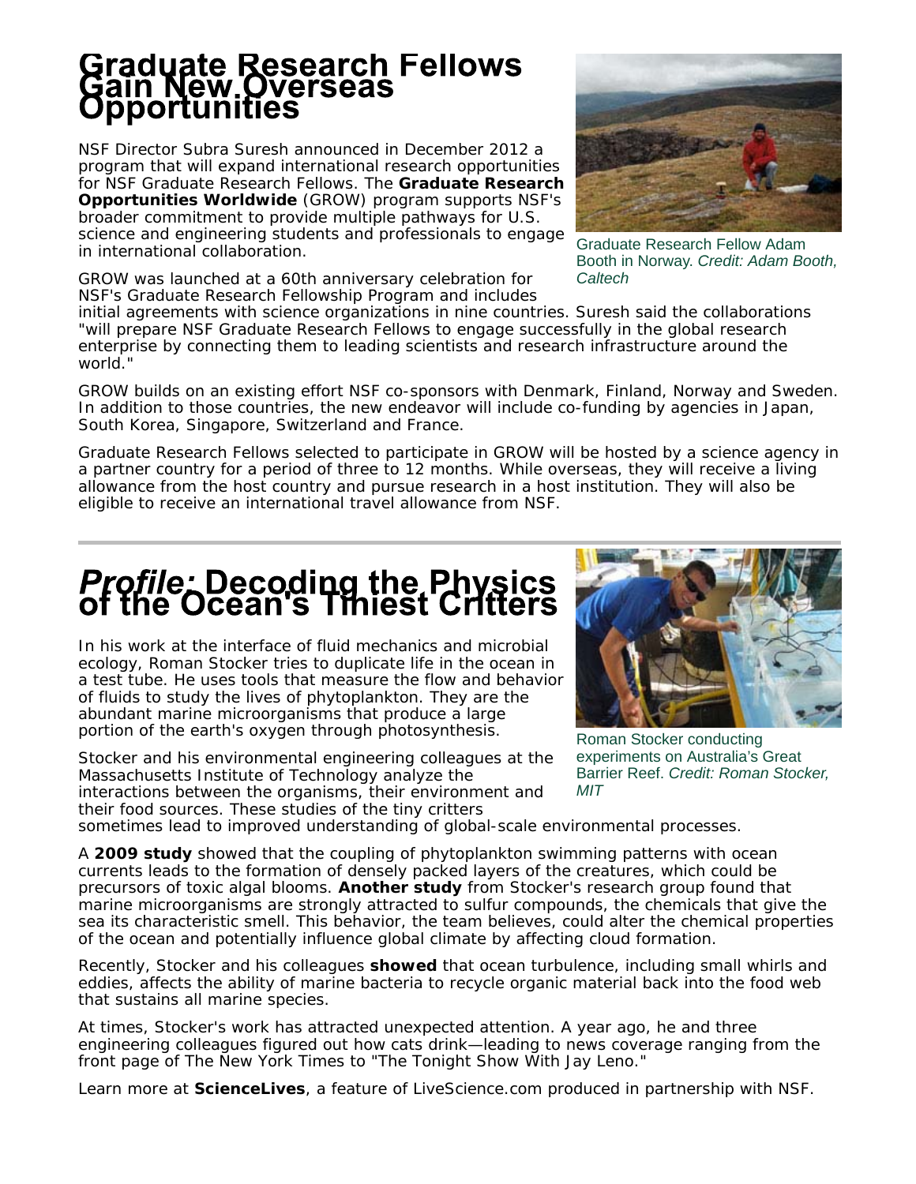# Graduate Research Fellows Gain New Overseas Opportunities

NSF Director Subra Suresh announced in December 2012 a program that will expand international research opportunities for NSF Graduate Research Fellows. The **Graduate Research Opportunities Worldwide** (GROW) program supports NSF's broader commitment to provide multiple pathways for U.S. science and engineering students and professionals to engage in international collaboration.

Graduate Research Fellow Adam Booth in Norway. *Credit: Adam Booth, Caltech*

GROW was launched at a 60th anniversary celebration for NSF's Graduate Research Fellowship Program and includes initial agreements with science organizations in nine countries. Suresh said the collaborations "will prepare NSF Graduate Research Fellows to engage successfully in the global research enterprise by connecting them to leading scientists and research infrastructure around the world."

GROW builds on an existing effort NSF co-sponsors with Denmark, Finland, Norway and Sweden. In addition to those countries, the new endeavor will include co-funding by agencies in Japan, South Korea, Singapore, Switzerland and France.

Graduate Research Fellows selected to participate in GROW will be hosted by a science agency in a partner country for a period of three to 12 months. While overseas, they will receive a living allowance from the host country and pursue research in a host institution. They will also be eligible to receive an international travel allowance from NSF.

# *Profile:* Decoding the Physics of the Ocean's Tiniest Critters

In his work at the interface of fluid mechanics and microbial ecology, Roman Stocker tries to duplicate life in the ocean in a test tube. He uses tools that measure the flow and behavior of fluids to study the lives of phytoplankton. They are the abundant marine microorganisms that produce a large portion of the earth's oxygen through photosynthesis.

Roman Stocker conducting experiments on Australia's Great Barrier Reef. *Credit: Roman Stocker, MIT*

Stocker and his environmental engineering colleagues at the Massachusetts Institute of Technology analyze the interactions between the organisms, their environment and their food sources. These studies of the tiny critters sometimes lead to improved understanding of global-scale environmental processes.

A **2009 study** showed that the coupling of phytoplankton swimming patterns with ocean currents leads to the formation of densely packed layers of the creatures, which could be precursors of toxic algal blooms. **Another study** from Stocker's research group found that marine microorganisms are strongly attracted to sulfur compounds, the chemicals that give the sea its characteristic smell. This behavior, the team believes, could alter the chemical properties of the ocean and potentially influence global climate by affecting cloud formation.

Recently, Stocker and his colleagues **showed** that ocean turbulence, including small whirls and eddies, affects the ability of marine bacteria to recycle organic material back into the food web that sustains all marine species.

At times, Stocker's work has attracted unexpected attention. A year ago, he and three engineering colleagues figured out how cats drink—leading to news coverage ranging from the front page of The New York Times to "The Tonight Show With Jay Leno."

Learn more at **ScienceLives**, a feature of LiveScience.com produced in partnership with NSF.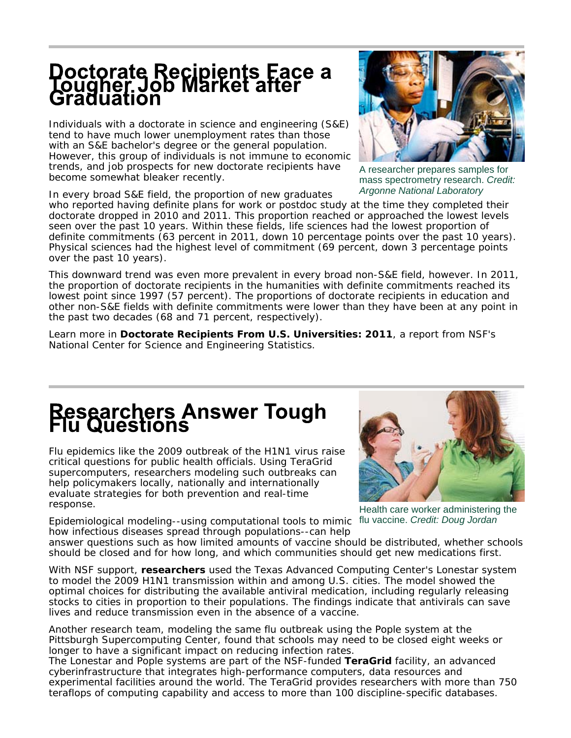# Doctorate Recipients Face a Tougher Job Market after Graduation

A researcher prepares samples for mass spectrometry research. *Credit: Argonne National Laboratory*

Individuals with a doctorate in science and engineering (S&E) tend to have much lower unemployment rates than those with an S&E bachelor's degree or the general population. However, this group of individuals is not immune to economic trends, and job prospects for new doctorate recipients have become somewhat bleaker recently.

In every broad S&E field, the proportion of new graduates who reported having definite plans for work or postdoc study at the time they completed their doctorate dropped in 2010 and 2011. This proportion reached or approached the lowest levels seen over the past 10 years. Within these fields, life sciences had the lowest proportion of definite commitments (63 percent in 2011, down 10 percentage points over the past 10 years). Physical sciences had the highest level of commitment (69 percent, down 3 percentage points over the past 10 years).

This downward trend was even more prevalent in every broad non-S&E field, however. In 2011, the proportion of doctorate recipients in the humanities with definite commitments reached its lowest point since 1997 (57 percent). The proportions of doctorate recipients in education and other non-S&E fields with definite commitments were lower than they have been at any point in the past two decades (68 and 71 percent, respectively).

Learn more in **Doctorate Recipients From U.S. Universities: 2011**, a report from NSF's National Center for Science and Engineering Statistics.

# Researchers Answer Tough Flu Questions

Health care worker administering the flu vaccine. *Credit: Doug Jordan*

Flu epidemics like the 2009 outbreak of the H1N1 virus raise critical questions for public health officials. Using TeraGrid supercomputers, researchers modeling such outbreaks can help policymakers locally, nationally and internationally evaluate strategies for both prevention and real-time response.

Epidemiological modeling--using computational tools to mimic how infectious diseases spread through populations--can help answer questions such as how limited amounts of vaccine should be distributed, whether schools should be closed and for how long, and which communities should get new medications first.

With NSF support, **researchers** used the Texas Advanced Computing Center's Lonestar system to model the 2009 H1N1 transmission within and among U.S. cities. The model showed the optimal choices for distributing the available antiviral medication, including regularly releasing stocks to cities in proportion to their populations. The findings indicate that antivirals can save lives and reduce transmission even in the absence of a vaccine.

Another research team, modeling the same flu outbreak using the Pople system at the Pittsburgh Supercomputing Center, found that schools may need to be closed eight weeks or longer to have a significant impact on reducing infection rates.
The Lonestar and Pople systems are part of the NSF-funded **TeraGrid** facility, an advanced cyberinfrastructure that integrates high-performance computers, data resources and experimental facilities around the world. The TeraGrid provides researchers with more than 750 teraflops of computing capability and access to more than 100 discipline-specific databases.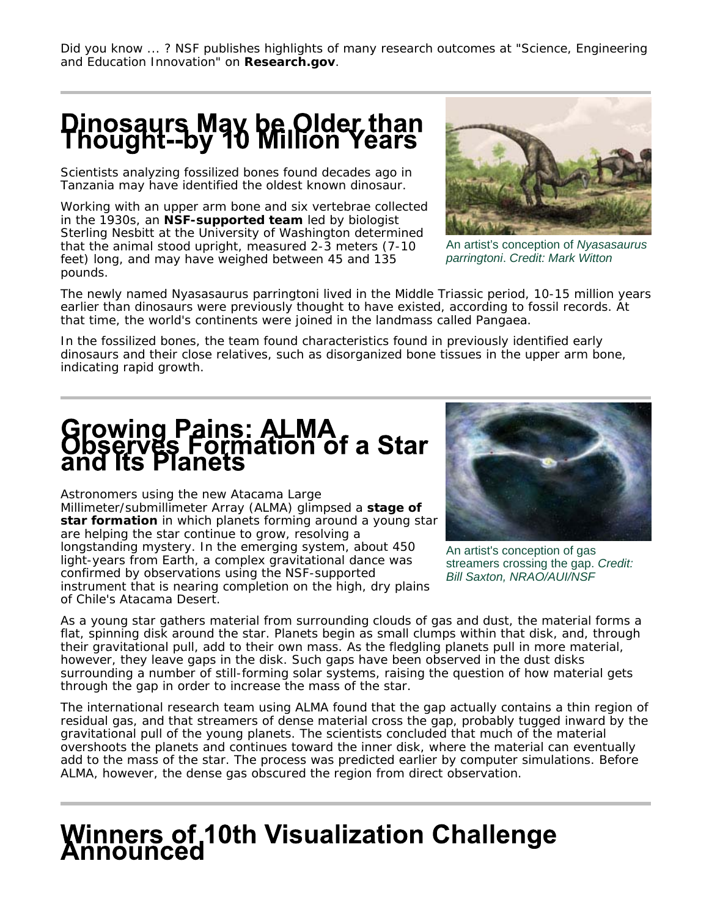Did you know ... ? NSF publishes highlights of many research outcomes at "Science, Engineering and Education Innovation" on **Research.gov**.

# Dinosaurs May be Older than Thought--by 10 Million Years

Scientists analyzing fossilized bones found decades ago in Tanzania may have identified the oldest known dinosaur.

Working with an upper arm bone and six vertebrae collected in the 1930s, an **NSF-supported team** led by biologist Sterling Nesbitt at the University of Washington determined that the animal stood upright, measured 2-3 meters (7-10 feet) long, and may have weighed between 45 and 135 pounds.

An artist's conception of *Nyasasaurus parringtoni*. *Credit: Mark Witton*

The newly named Nyasasaurus parringtoni lived in the Middle Triassic period, 10-15 million years earlier than dinosaurs were previously thought to have existed, according to fossil records. At that time, the world's continents were joined in the landmass called Pangaea.

In the fossilized bones, the team found characteristics found in previously identified early dinosaurs and their close relatives, such as disorganized bone tissues in the upper arm bone, indicating rapid growth.

# Growing Pains: ALMA Observes Formation of a Star and Its Planets

Astronomers using the new Atacama Large Millimeter/submillimeter Array (ALMA) glimpsed a **stage of star formation** in which planets forming around a young star are helping the star continue to grow, resolving a longstanding mystery. In the emerging system, about 450 light-years from Earth, a complex gravitational dance was confirmed by observations using the NSF-supported instrument that is nearing completion on the high, dry plains of Chile's Atacama Desert.

An artist's conception of gas streamers crossing the gap. *Credit: Bill Saxton, NRAO/AUI/NSF*

As a young star gathers material from surrounding clouds of gas and dust, the material forms a flat, spinning disk around the star. Planets begin as small clumps within that disk, and, through their gravitational pull, add to their own mass. As the fledgling planets pull in more material, however, they leave gaps in the disk. Such gaps have been observed in the dust disks surrounding a number of still-forming solar systems, raising the question of how material gets through the gap in order to increase the mass of the star.

The international research team using ALMA found that the gap actually contains a thin region of residual gas, and that streamers of dense material cross the gap, probably tugged inward by the gravitational pull of the young planets. The scientists concluded that much of the material overshoots the planets and continues toward the inner disk, where the material can eventually add to the mass of the star. The process was predicted earlier by computer simulations. Before ALMA, however, the dense gas obscured the region from direct observation.

# Winners of 10th Visualization Challenge Announced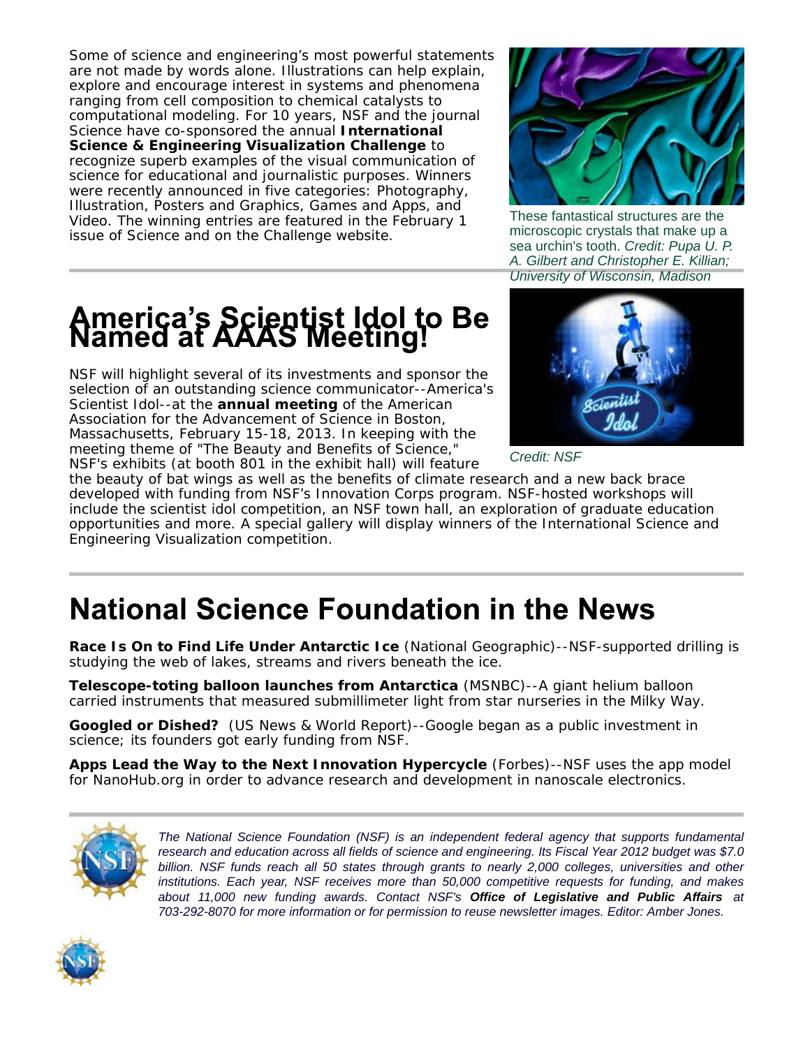Some of science and engineering's most powerful statements are not made by words alone. Illustrations can help explain, explore and encourage interest in systems and phenomena ranging from cell composition to chemical catalysts to computational modeling. For 10 years, NSF and the journal Science have co-sponsored the annual **International Science & Engineering Visualization Challenge** to recognize superb examples of the visual communication of science for educational and journalistic purposes. Winners were recently announced in five categories: Photography, Illustration, Posters and Graphics, Games and Apps, and Video. The winning entries are featured in the February 1 issue of Science and on the Challenge website.

These fantastical structures are the microscopic crystals that make up a sea urchin's tooth. *Credit: Pupa U. P. A. Gilbert and Christopher E. Killian; University of Wisconsin, Madison*

# America's Scientist Idol to Be Named at AAAS Meeting!

NSF will highlight several of its investments and sponsor the selection of an outstanding science communicator--America's Scientist Idol--at the **annual meeting** of the American Association for the Advancement of Science in Boston, Massachusetts, February 15-18, 2013. In keeping with the meeting theme of "The Beauty and Benefits of Science," NSF's exhibits (at booth 801 in the exhibit hall) will feature the beauty of bat wings as well as the benefits of climate research and a new back brace developed with funding from NSF's Innovation Corps program. NSF-hosted workshops will include the scientist idol competition, an NSF town hall, an exploration of graduate education opportunities and more. A special gallery will display winners of the International Science and Engineering Visualization competition.

*Credit: NSF*

# National Science Foundation in the News

**Race Is On to Find Life Under Antarctic Ice** (National Geographic)--NSF-supported drilling is studying the web of lakes, streams and rivers beneath the ice.

**Telescope-toting balloon launches from Antarctica** (MSNBC)--A giant helium balloon carried instruments that measured submillimeter light from star nurseries in the Milky Way.

**Googled or Dished?** (US News & World Report)--Google began as a public investment in science; its founders got early funding from NSF.

**Apps Lead the Way to the Next Innovation Hypercycle** (Forbes)--NSF uses the app model for NanoHub.org in order to advance research and development in nanoscale electronics.

*The National Science Foundation (NSF) is an independent federal agency that supports fundamental research and education across all fields of science and engineering. Its Fiscal Year 2012 budget was $7.0 billion. NSF funds reach all 50 states through grants to nearly 2,000 colleges, universities and other institutions. Each year, NSF receives more than 50,000 competitive requests for funding, and makes about 11,000 new funding awards. Contact NSF's* ***Office of Legislative and Public Affairs*** *at 703-292-8070 for more information or for permission to reuse newsletter images. Editor: Amber Jones.*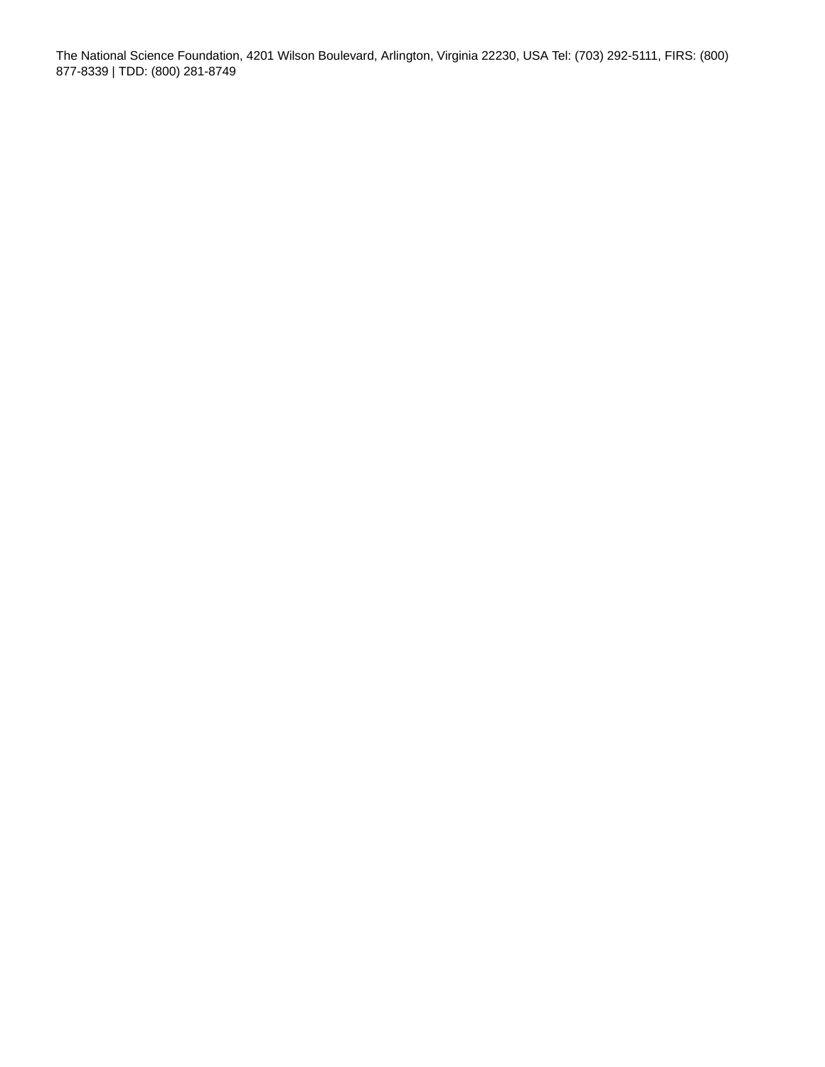The National Science Foundation, 4201 Wilson Boulevard, Arlington, Virginia 22230, USA Tel: (703) 292-5111, FIRS: (800) 877-8339 | TDD: (800) 281-8749